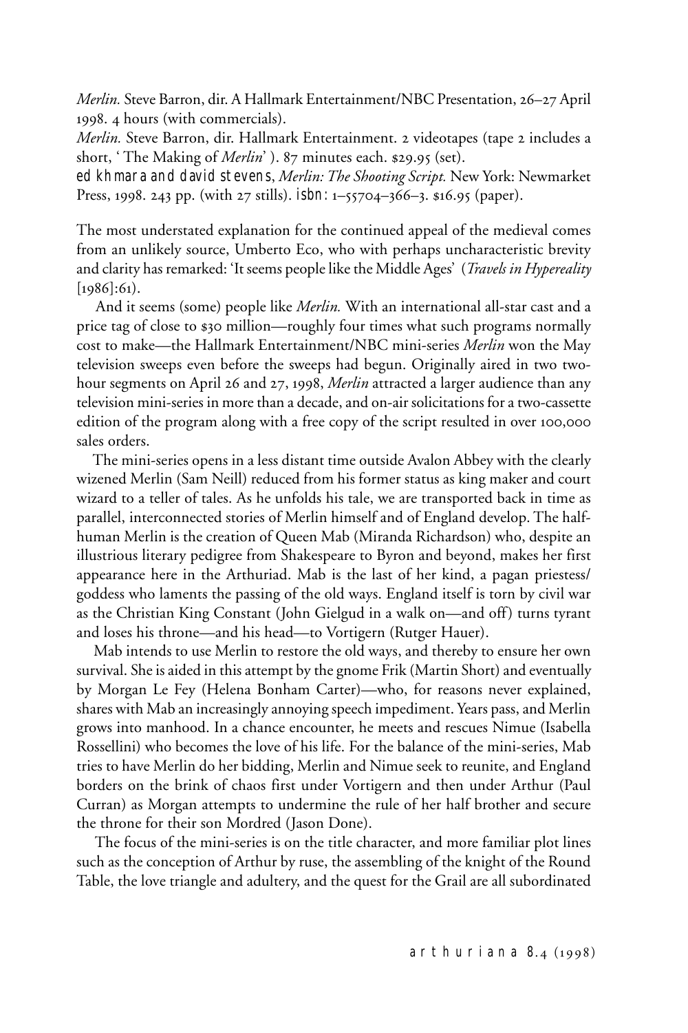*Merlin.* Steve Barron, dir. A Hallmark Entertainment/NBC Presentation, 26–27 April 1998. 4 hours (with commercials).

*Merlin.* Steve Barron, dir. Hallmark Entertainment. 2 videotapes (tape 2 includes a short, 'The Making of *Merlin*'). 87 minutes each. $29.95 (set).

ed khmara and david stevens, *Merlin: The Shooting Script.* New York: Newmarket Press, 1998. 243 pp. (with 27 stills). isbn: 1–55704–366–3. $16.95 (paper).

The most understated explanation for the continued appeal of the medieval comes from an unlikely source, Umberto Eco, who with perhaps uncharacteristic brevity and clarity has remarked: 'It seems people like the Middle Ages' (*Travels in Hyperreality* [1986]:61).

And it seems (some) people like *Merlin.* With an international all-star cast and a price tag of close to $30 million—roughly four times what such programs normally cost to make—the Hallmark Entertainment/NBC mini-series *Merlin* won the May television sweeps even before the sweeps had begun. Originally aired in two two-hour segments on April 26 and 27, 1998, *Merlin* attracted a larger audience than any television mini-series in more than a decade, and on-air solicitations for a two-cassette edition of the program along with a free copy of the script resulted in over 100,000 sales orders.

The mini-series opens in a less distant time outside Avalon Abbey with the clearly wizened Merlin (Sam Neill) reduced from his former status as king maker and court wizard to a teller of tales. As he unfolds his tale, we are transported back in time as parallel, interconnected stories of Merlin himself and of England develop. The half-human Merlin is the creation of Queen Mab (Miranda Richardson) who, despite an illustrious literary pedigree from Shakespeare to Byron and beyond, makes her first appearance here in the Arthuriad. Mab is the last of her kind, a pagan priestess/goddess who laments the passing of the old ways. England itself is torn by civil war as the Christian King Constant (John Gielgud in a walk on—and off) turns tyrant and loses his throne—and his head—to Vortigern (Rutger Hauer).

Mab intends to use Merlin to restore the old ways, and thereby to ensure her own survival. She is aided in this attempt by the gnome Frik (Martin Short) and eventually by Morgan Le Fey (Helena Bonham Carter)—who, for reasons never explained, shares with Mab an increasingly annoying speech impediment. Years pass, and Merlin grows into manhood. In a chance encounter, he meets and rescues Nimue (Isabella Rossellini) who becomes the love of his life. For the balance of the mini-series, Mab tries to have Merlin do her bidding, Merlin and Nimue seek to reunite, and England borders on the brink of chaos first under Vortigern and then under Arthur (Paul Curran) as Morgan attempts to undermine the rule of her half brother and secure the throne for their son Mordred (Jason Done).

The focus of the mini-series is on the title character, and more familiar plot lines such as the conception of Arthur by ruse, the assembling of the knight of the Round Table, the love triangle and adultery, and the quest for the Grail are all subordinated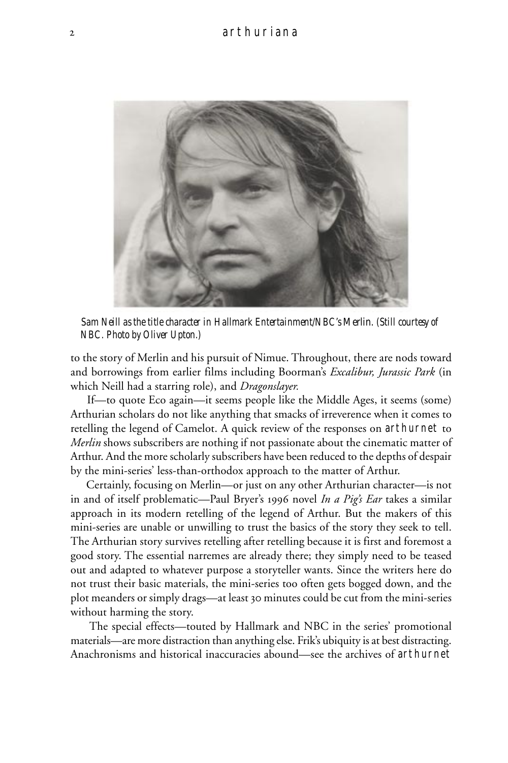*Sam Neill as the title character in Hallmark Entertainment/NBC's Merlin. (Still courtesy of NBC. Photo by Oliver Upton.)*

to the story of Merlin and his pursuit of Nimue. Throughout, there are nods toward and borrowings from earlier films including Boorman's *Excalibur, Jurassic Park* (in which Neill had a starring role), and *Dragonslayer.*

If—to quote Eco again—it seems people like the Middle Ages, it seems (some) Arthurian scholars do not like anything that smacks of irreverence when it comes to retelling the legend of Camelot. A quick review of the responses on arthurnet to *Merlin* shows subscribers are nothing if not passionate about the cinematic matter of Arthur. And the more scholarly subscribers have been reduced to the depths of despair by the mini-series' less-than-orthodox approach to the matter of Arthur.

Certainly, focusing on Merlin—or just on any other Arthurian character—is not in and of itself problematic—Paul Bryer's 1996 novel *In a Pig's Ear* takes a similar approach in its modern retelling of the legend of Arthur. But the makers of this mini-series are unable or unwilling to trust the basics of the story they seek to tell. The Arthurian story survives retelling after retelling because it is first and foremost a good story. The essential narremes are already there; they simply need to be teased out and adapted to whatever purpose a storyteller wants. Since the writers here do not trust their basic materials, the mini-series too often gets bogged down, and the plot meanders or simply drags—at least 30 minutes could be cut from the mini-series without harming the story.

The special effects—touted by Hallmark and NBC in the series' promotional materials—are more distraction than anything else. Frik's ubiquity is at best distracting. Anachronisms and historical inaccuracies abound—see the archives of arthurnet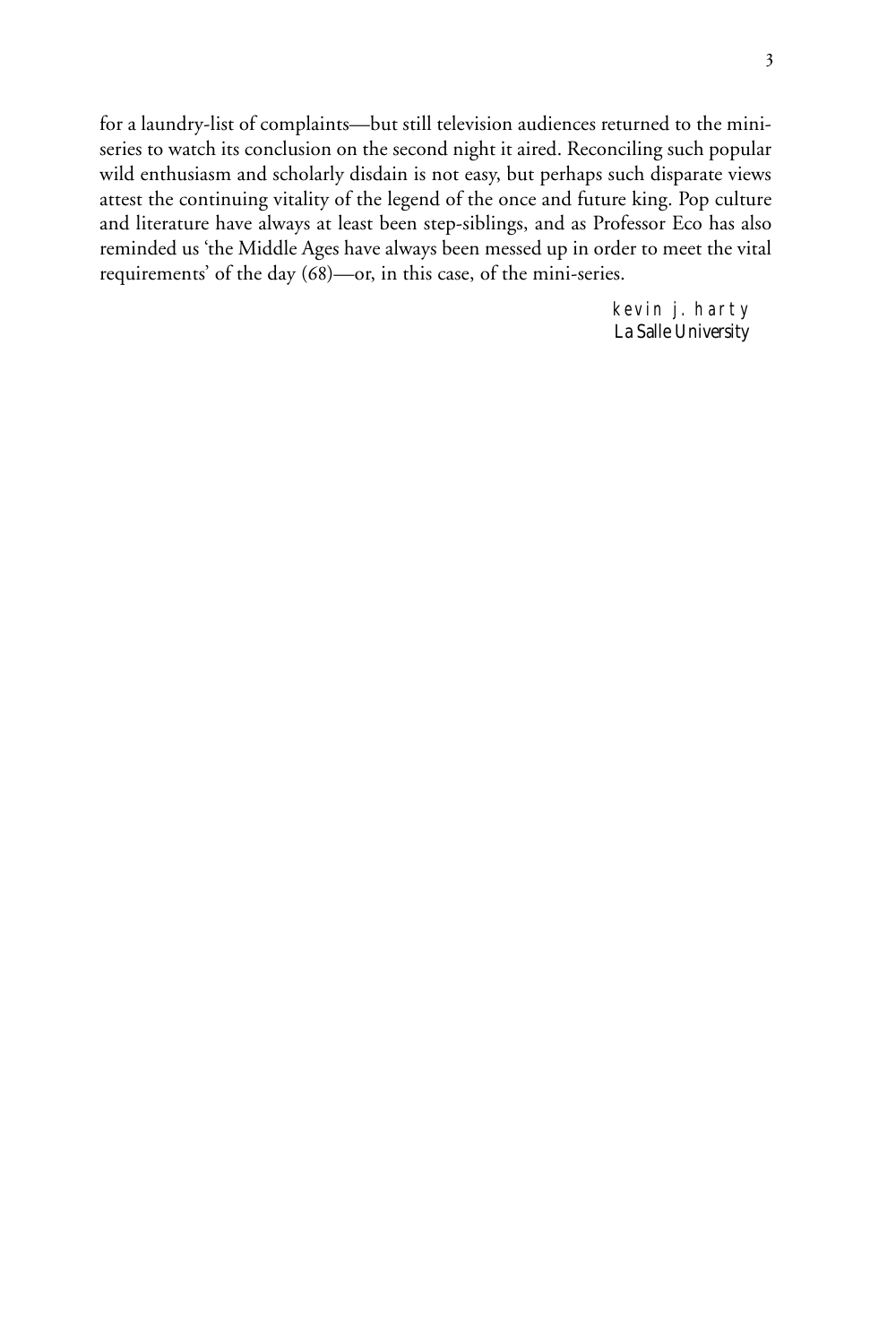for a laundry-list of complaints—but still television audiences returned to the mini-series to watch its conclusion on the second night it aired. Reconciling such popular wild enthusiasm and scholarly disdain is not easy, but perhaps such disparate views attest the continuing vitality of the legend of the once and future king. Pop culture and literature have always at least been step-siblings, and as Professor Eco has also reminded us 'the Middle Ages have always been messed up in order to meet the vital requirements' of the day (68)—or, in this case, of the mini-series.

kevin j. harty
La Salle University